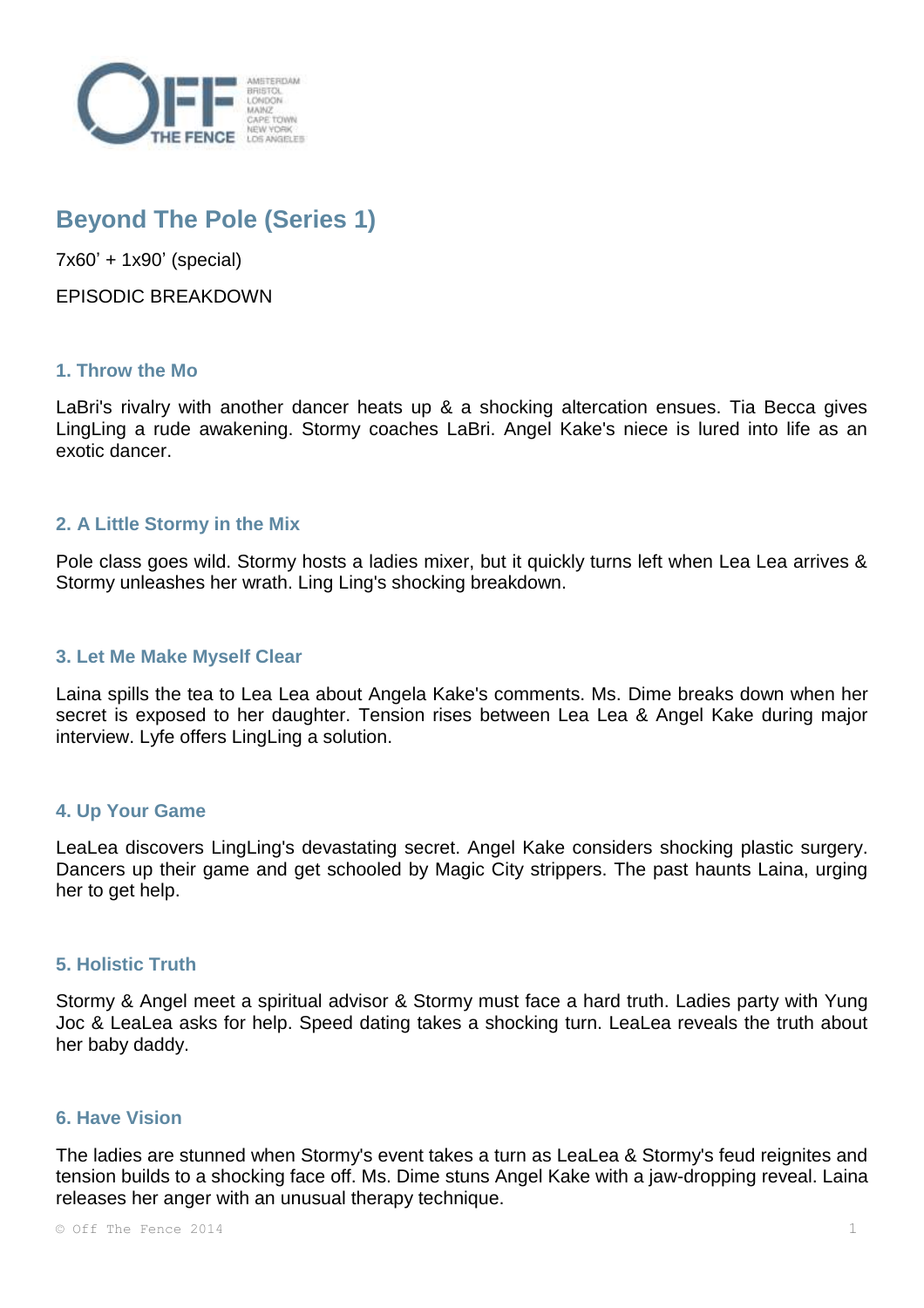# Beyond The Pole (Series 1)

7x60’ + 1x90’ (special)

EPISODIC BREAKDOWN

## 1. Throw the Mo

LaBri's rivalry with another dancer heats up & a shocking altercation ensues. Tia Becca gives LingLing a rude awakening. Stormy coaches LaBri. Angel Kake's niece is lured into life as an exotic dancer.

## 2. A Little Stormy in the Mix

Pole class goes wild. Stormy hosts a ladies mixer, but it quickly turns left when Lea Lea arrives & Stormy unleashes her wrath. Ling Ling's shocking breakdown.

## 3. Let Me Make Myself Clear

Laina spills the tea to Lea Lea about Angela Kake's comments. Ms. Dime breaks down when her secret is exposed to her daughter. Tension rises between Lea Lea & Angel Kake during major interview. Lyfe offers LingLing a solution.

## 4. Up Your Game

LeaLea discovers LingLing's devastating secret. Angel Kake considers shocking plastic surgery. Dancers up their game and get schooled by Magic City strippers. The past haunts Laina, urging her to get help.

## 5. Holistic Truth

Stormy & Angel meet a spiritual advisor & Stormy must face a hard truth. Ladies party with Yung Joc & LeaLea asks for help. Speed dating takes a shocking turn. LeaLea reveals the truth about her baby daddy.

## 6. Have Vision

The ladies are stunned when Stormy's event takes a turn as LeaLea & Stormy's feud reignites and tension builds to a shocking face off. Ms. Dime stuns Angel Kake with a jaw-dropping reveal. Laina releases her anger with an unusual therapy technique.

© Off The Fence 2014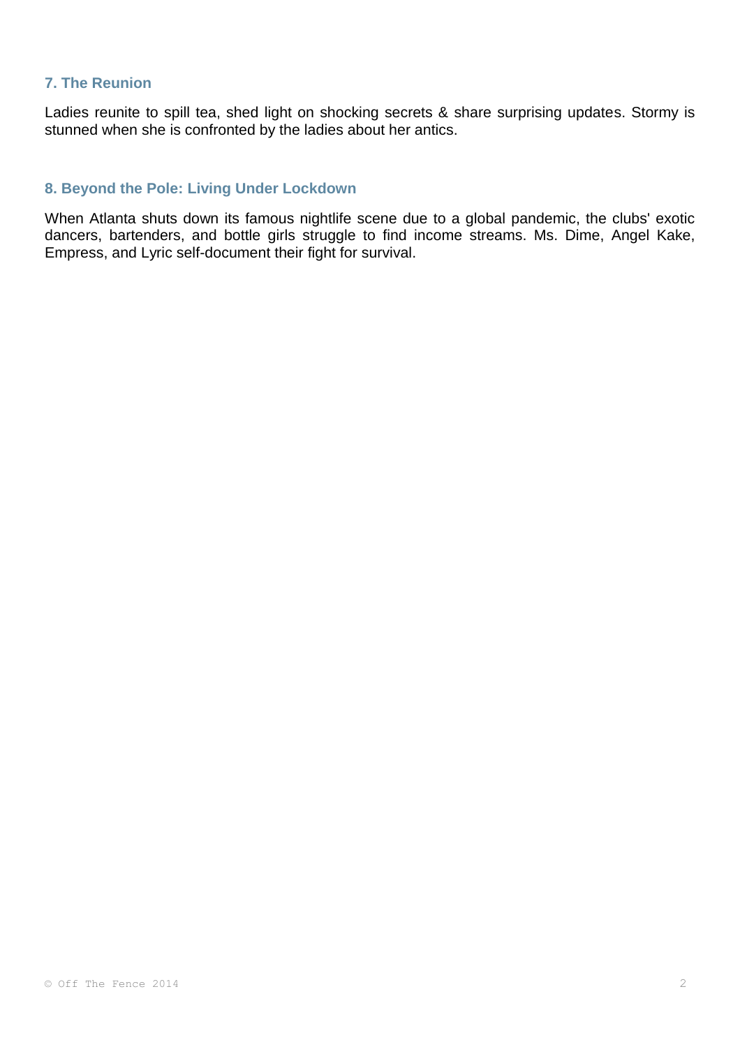### 7. The Reunion

Ladies reunite to spill tea, shed light on shocking secrets & share surprising updates. Stormy is stunned when she is confronted by the ladies about her antics.

### 8. Beyond the Pole: Living Under Lockdown

When Atlanta shuts down its famous nightlife scene due to a global pandemic, the clubs' exotic dancers, bartenders, and bottle girls struggle to find income streams. Ms. Dime, Angel Kake, Empress, and Lyric self-document their fight for survival.